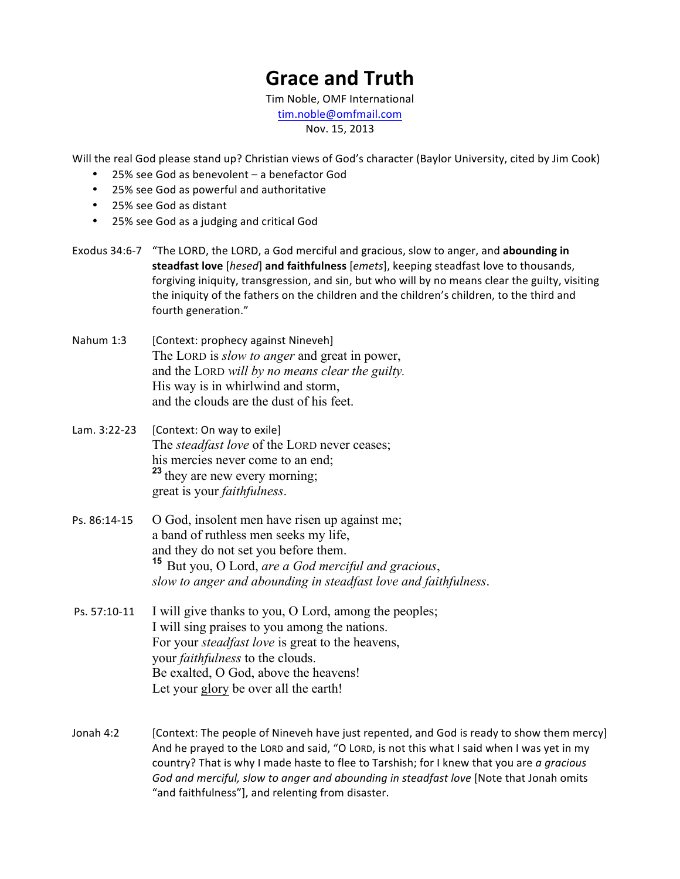# Grace and Truth

Tim Noble, OMF International
tim.noble@omfmail.com
Nov. 15, 2013

Will the real God please stand up? Christian views of God's character (Baylor University, cited by Jim Cook)

- 25% see God as benevolent – a benefactor God
- 25% see God as powerful and authoritative
- 25% see God as distant
- 25% see God as a judging and critical God

Exodus 34:6-7 "The LORD, the LORD, a God merciful and gracious, slow to anger, and **abounding in steadfast love** [*hesed*] **and faithfulness** [*emets*], keeping steadfast love to thousands, forgiving iniquity, transgression, and sin, but who will by no means clear the guilty, visiting the iniquity of the fathers on the children and the children's children, to the third and fourth generation."

Nahum 1:3 [Context: prophecy against Nineveh]
The LORD is *slow to anger* and great in power,
and the LORD *will by no means clear the guilty.*
His way is in whirlwind and storm,
and the clouds are the dust of his feet.

Lam. 3:22-23 [Context: On way to exile]
The *steadfast love* of the LORD never ceases;
his mercies never come to an end;
**23** they are new every morning;
great is your *faithfulness*.

Ps. 86:14-15 O God, insolent men have risen up against me;
a band of ruthless men seeks my life,
and they do not set you before them.
**15** But you, O Lord, *are a God merciful and gracious*,
*slow to anger and abounding in steadfast love and faithfulness*.

Ps. 57:10-11 I will give thanks to you, O Lord, among the peoples;
I will sing praises to you among the nations.
For your *steadfast love* is great to the heavens,
your *faithfulness* to the clouds.
Be exalted, O God, above the heavens!
Let your glory be over all the earth!

Jonah 4:2 [Context: The people of Nineveh have just repented, and God is ready to show them mercy]
And he prayed to the LORD and said, "O LORD, is not this what I said when I was yet in my country? That is why I made haste to flee to Tarshish; for I knew that you are *a gracious God and merciful, slow to anger and abounding in steadfast love* [Note that Jonah omits "and faithfulness"], and relenting from disaster.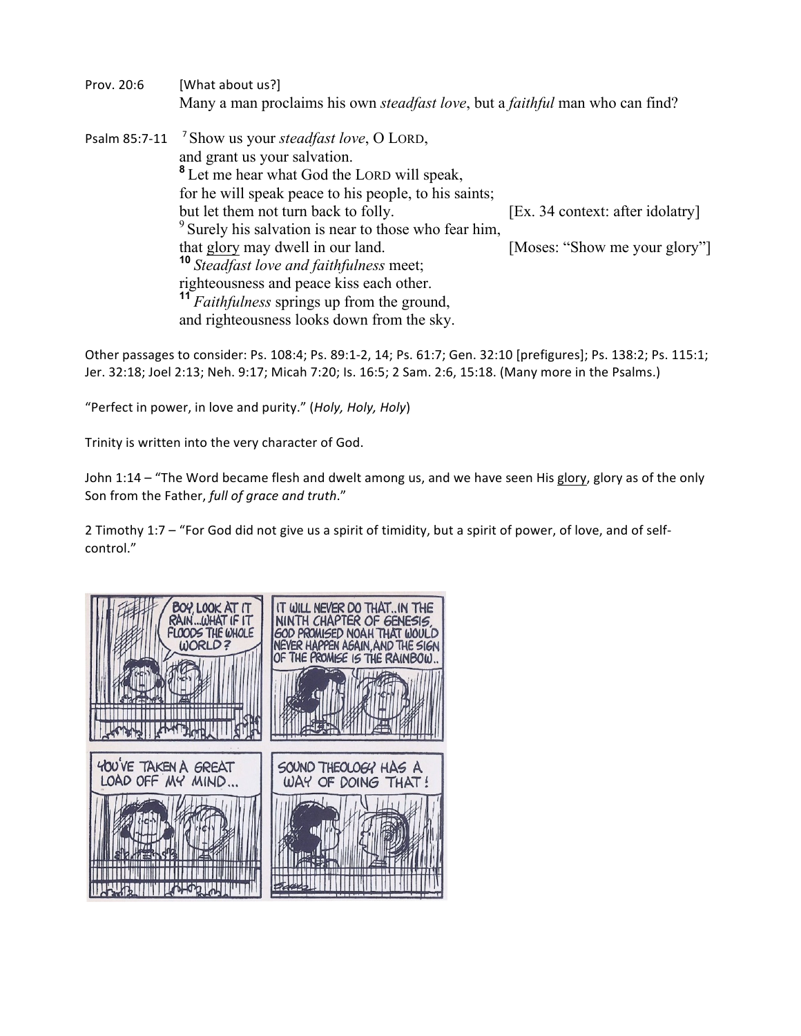Prov. 20:6 [What about us?]
Many a man proclaims his own *steadfast love*, but a *faithful* man who can find?

Psalm 85:7-11
[7] Show us your *steadfast love*, O LORD,
and grant us your salvation.
**[8]** Let me hear what God the LORD will speak,
for he will speak peace to his people, to his saints;
but let them not turn back to folly. [Ex. 34 context: after idolatry]
[9] Surely his salvation is near to those who fear him,
that <u>glory</u> may dwell in our land. [Moses: "Show me your glory"]
**[10]** *Steadfast love and faithfulness* meet;
righteousness and peace kiss each other.
**[11]** *Faithfulness* springs up from the ground,
and righteousness looks down from the sky.

Other passages to consider: Ps. 108:4; Ps. 89:1-2, 14; Ps. 61:7; Gen. 32:10 [prefigures]; Ps. 138:2; Ps. 115:1; Jer. 32:18; Joel 2:13; Neh. 9:17; Micah 7:20; Is. 16:5; 2 Sam. 2:6, 15:18. (Many more in the Psalms.)

"Perfect in power, in love and purity." (*Holy, Holy, Holy*)

Trinity is written into the very character of God.

John 1:14 – "The Word became flesh and dwelt among us, and we have seen His <u>glory</u>, glory as of the only Son from the Father, *full of grace and truth*."

2 Timothy 1:7 – "For God did not give us a spirit of timidity, but a spirit of power, of love, and of self-control."